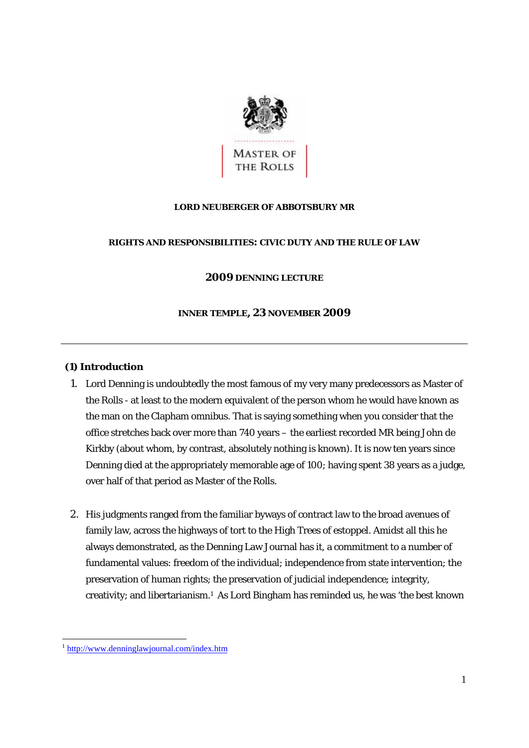MASTER OF THE ROLLS

**LORD NEUBERGER OF ABBOTSBURY MR**

**RIGHTS AND RESPONSIBILITIES: CIVIC DUTY AND THE RULE OF LAW**

**2009 DENNING LECTURE**

**INNER TEMPLE, 23 NOVEMBER 2009**

---

## (1) Introduction

1. Lord Denning is undoubtedly the most famous of my very many predecessors as Master of the Rolls - at least to the modern equivalent of the person whom he would have known as the man on the Clapham omnibus. That is saying something when you consider that the office stretches back over more than 740 years – the earliest recorded MR being John de Kirkby (about whom, by contrast, absolutely nothing is known). It is now ten years since Denning died at the appropriately memorable age of 100; having spent 38 years as a judge, over half of that period as Master of the Rolls.

2. His judgments ranged from the familiar byways of contract law to the broad avenues of family law, across the highways of tort to the High Trees of estoppel. Amidst all this he always demonstrated, as the Denning Law Journal has it, a commitment to a number of fundamental values: freedom of the individual; independence from state intervention; the preservation of human rights; the preservation of judicial independence; integrity, creativity; and libertarianism.[1] As Lord Bingham has reminded us, he was 'the best known

---

[1] http://www.denninglawjournal.com/index.htm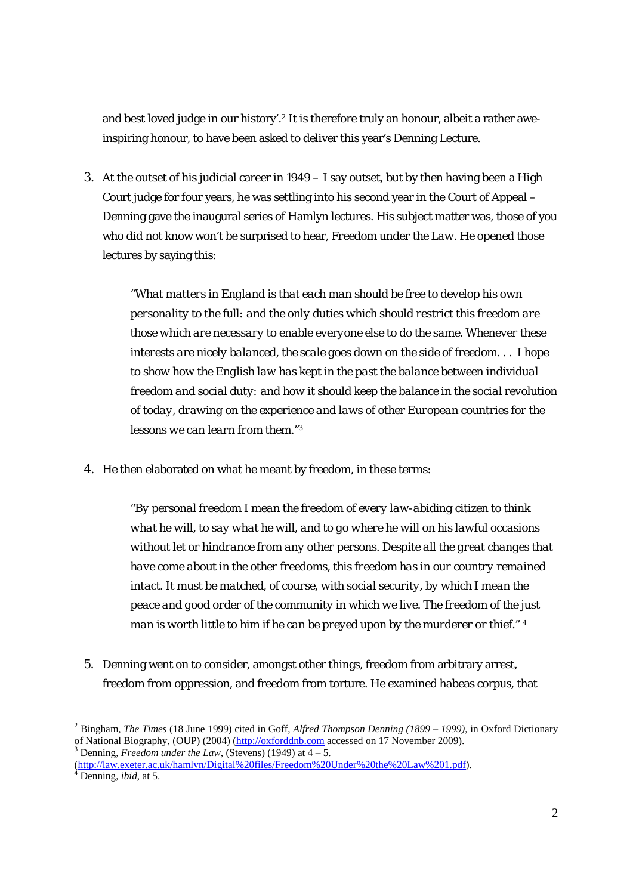and best loved judge in our history'.[2] It is therefore truly an honour, albeit a rather awe-inspiring honour, to have been asked to deliver this year's Denning Lecture.

3. At the outset of his judicial career in 1949 – I say outset, but by then having been a High Court judge for four years, he was settling into his second year in the Court of Appeal – Denning gave the inaugural series of Hamlyn lectures. His subject matter was, those of you who did not know won't be surprised to hear, *Freedom under the Law*. He opened those lectures by saying this:

   > *"What matters in England is that each man should be free to develop his own personality to the full: and the only duties which should restrict this freedom are those which are necessary to enable everyone else to do the same. Whenever these interests are nicely balanced, the scale goes down on the side of freedom. . . I hope to show how the English law has kept in the past the balance between individual freedom and social duty: and how it should keep the balance in the social revolution of today, drawing on the experience and laws of other European countries for the lessons we can learn from them."*[3]

4. He then elaborated on what he meant by freedom, in these terms:

   > *"By personal freedom I mean the freedom of every law-abiding citizen to think what he will, to say what he will, and to go where he will on his lawful occasions without let or hindrance from any other persons. Despite all the great changes that have come about in the other freedoms, this freedom has in our country remained intact. It must be matched, of course, with social security, by which I mean the peace and good order of the community in which we live. The freedom of the just man is worth little to him if he can be preyed upon by the murderer or thief."* [4]

5. Denning went on to consider, amongst other things, freedom from arbitrary arrest, freedom from oppression, and freedom from torture. He examined habeas corpus, that

---

[2] Bingham, *The Times* (18 June 1999) cited in Goff, *Alfred Thompson Denning (1899 – 1999)*, in Oxford Dictionary of National Biography, (OUP) (2004) (http://oxforddnb.com accessed on 17 November 2009).

[3] Denning, *Freedom under the Law*, (Stevens) (1949) at 4 – 5. (http://law.exeter.ac.uk/hamlyn/Digital%20files/Freedom%20Under%20the%20Law%201.pdf).

[4] Denning, *ibid*, at 5.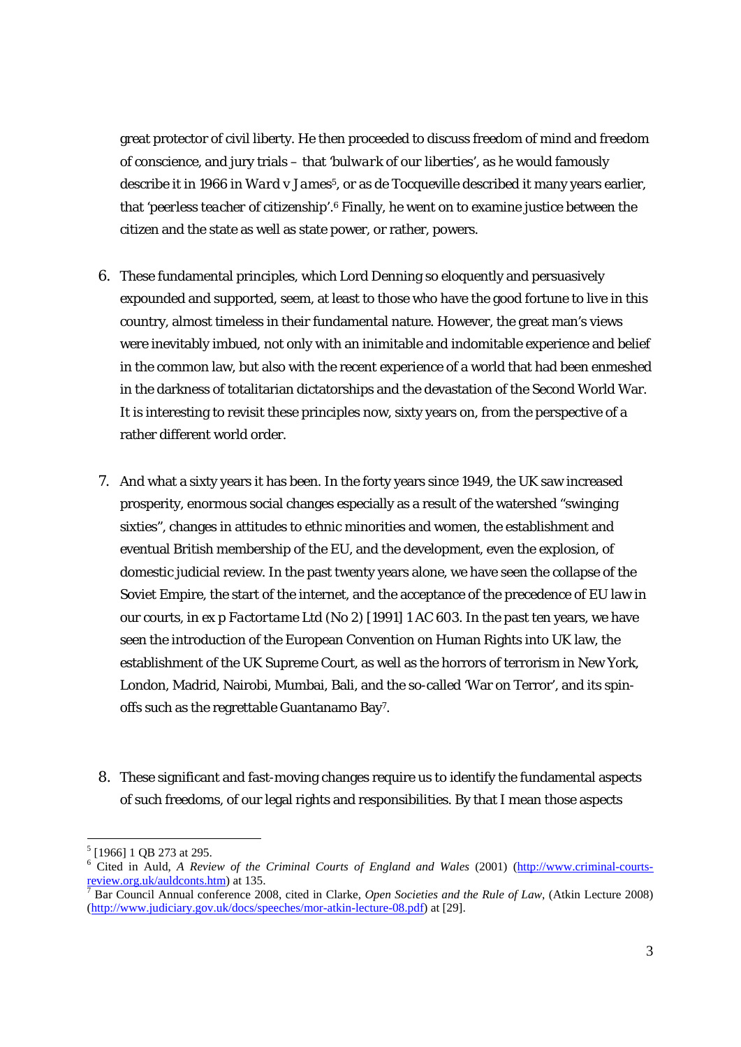great protector of civil liberty. He then proceeded to discuss freedom of mind and freedom of conscience, and jury trials – that '*bulwark* of our liberties', as he would famously describe it in 1966 in *Ward v James*[5], or as de Tocqueville described it many years earlier, that '*peerless teacher of citizenship*'.[6] Finally, he went on to examine justice between the citizen and the state as well as state power, or rather, powers.

6. These fundamental principles, which Lord Denning so eloquently and persuasively expounded and supported, seem, at least to those who have the good fortune to live in this country, almost timeless in their fundamental nature. However, the great man's views were inevitably imbued, not only with an inimitable and indomitable experience and belief in the common law, but also with the recent experience of a world that had been enmeshed in the darkness of totalitarian dictatorships and the devastation of the Second World War. It is interesting to revisit these principles now, sixty years on, from the perspective of a rather different world order.

7. And what a sixty years it has been. In the forty years since 1949, the UK saw increased prosperity, enormous social changes especially as a result of the watershed "swinging sixties", changes in attitudes to ethnic minorities and women, the establishment and eventual British membership of the EU, and the development, even the explosion, of domestic judicial review. In the past twenty years alone, we have seen the collapse of the Soviet Empire, the start of the internet, and the acceptance of the precedence of EU law in our courts, in *ex p Factortame Ltd (No 2)* [1991] 1 AC 603. In the past ten years, we have seen the introduction of the European Convention on Human Rights into UK law, the establishment of the UK Supreme Court, as well as the horrors of terrorism in New York, London, Madrid, Nairobi, Mumbai, Bali, and the so-called 'War on Terror', and its spin-offs such as the regrettable Guantanamo Bay[7].

8. These significant and fast-moving changes require us to identify the fundamental aspects of such freedoms, of our legal rights and responsibilities. By that I mean those aspects

---

[5] [1966] 1 QB 273 at 295.

[6] Cited in Auld, *A Review of the Criminal Courts of England and Wales* (2001) (http://www.criminal-courts-review.org.uk/auldconts.htm) at 135.

[7] Bar Council Annual conference 2008, cited in Clarke, *Open Societies and the Rule of Law*, (Atkin Lecture 2008) (http://www.judiciary.gov.uk/docs/speeches/mor-atkin-lecture-08.pdf) at [29].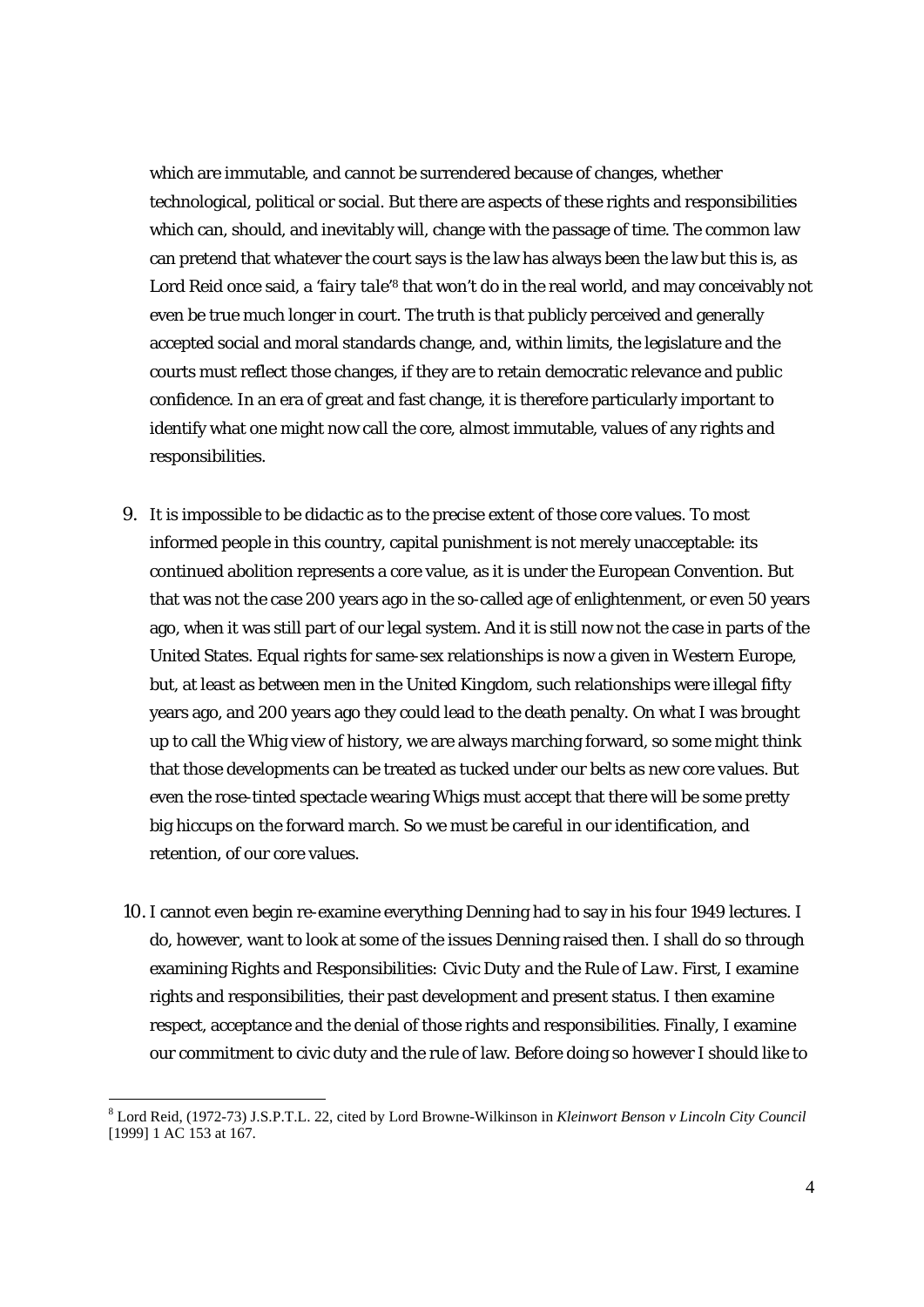which are immutable, and cannot be surrendered because of changes, whether technological, political or social. But there are aspects of these rights and responsibilities which can, should, and inevitably will, change with the passage of time. The common law can pretend that whatever the court says is the law has always been the law but this is, as Lord Reid once said, a '*fairy tale*'[8] that won't do in the real world, and may conceivably not even be true much longer in court. The truth is that publicly perceived and generally accepted social and moral standards change, and, within limits, the legislature and the courts must reflect those changes, if they are to retain democratic relevance and public confidence. In an era of great and fast change, it is therefore particularly important to identify what one might now call the core, almost immutable, values of any rights and responsibilities.

9. It is impossible to be didactic as to the precise extent of those core values. To most informed people in this country, capital punishment is not merely unacceptable: its continued abolition represents a core value, as it is under the European Convention. But that was not the case 200 years ago in the so-called age of enlightenment, or even 50 years ago, when it was still part of our legal system. And it is still now not the case in parts of the United States. Equal rights for same-sex relationships is now a given in Western Europe, but, at least as between men in the United Kingdom, such relationships were illegal fifty years ago, and 200 years ago they could lead to the death penalty. On what I was brought up to call the Whig view of history, we are always marching forward, so some might think that those developments can be treated as tucked under our belts as new core values. But even the rose-tinted spectacle wearing Whigs must accept that there will be some pretty big hiccups on the forward march. So we must be careful in our identification, and retention, of our core values.

10. I cannot even begin re-examine everything Denning had to say in his four 1949 lectures. I do, however, want to look at some of the issues Denning raised then. I shall do so through examining *Rights and Responsibilities: Civic Duty and the Rule of Law*. First, I examine rights and responsibilities, their past development and present status. I then examine respect, acceptance and the denial of those rights and responsibilities. Finally, I examine our commitment to civic duty and the rule of law. Before doing so however I should like to

---

[8] Lord Reid, (1972-73) J.S.P.T.L. 22, cited by Lord Browne-Wilkinson in *Kleinwort Benson v Lincoln City Council* [1999] 1 AC 153 at 167.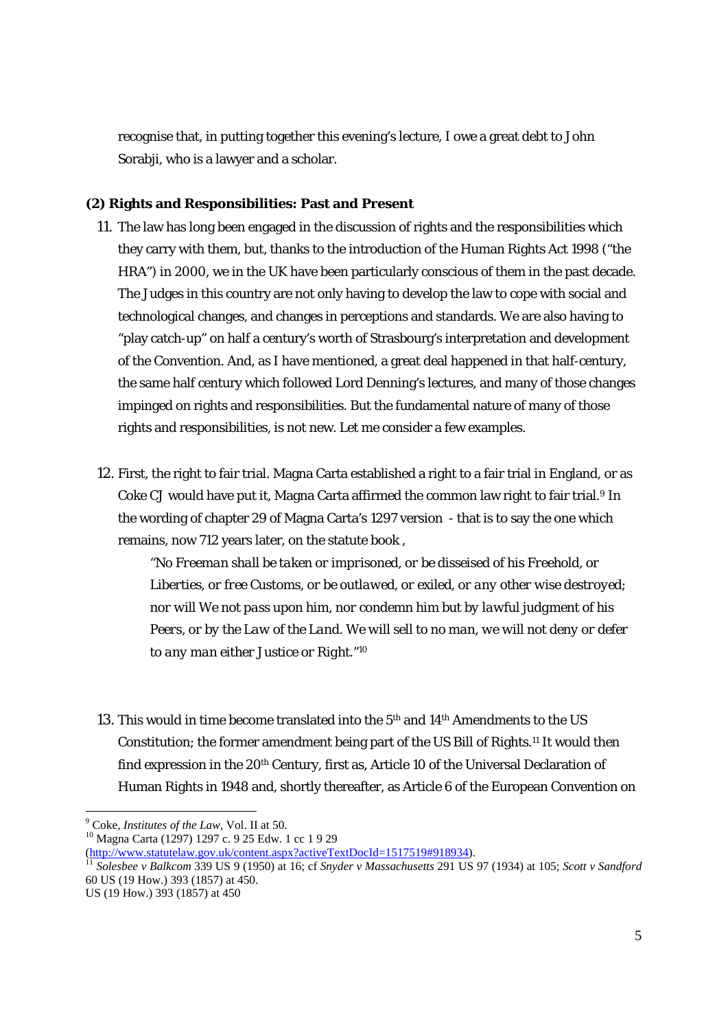recognise that, in putting together this evening's lecture, I owe a great debt to John Sorabji, who is a lawyer and a scholar.

**(2) Rights and Responsibilities: Past and Present**

11. The law has long been engaged in the discussion of rights and the responsibilities which they carry with them, but, thanks to the introduction of the Human Rights Act 1998 ("the HRA") in 2000, we in the UK have been particularly conscious of them in the past decade. The Judges in this country are not only having to develop the law to cope with social and technological changes, and changes in perceptions and standards. We are also having to "play catch-up" on half a century's worth of Strasbourg's interpretation and development of the Convention. And, as I have mentioned, a great deal happened in that half-century, the same half century which followed Lord Denning's lectures, and many of those changes impinged on rights and responsibilities. But the fundamental nature of many of those rights and responsibilities, is not new. Let me consider a few examples.

12. First, the right to fair trial. Magna Carta established a right to a fair trial in England, or as Coke CJ would have put it, Magna Carta affirmed the common law right to fair trial.[9] In the wording of chapter 29 of Magna Carta's 1297 version - that is to say the one which remains, now 712 years later, on the statute book ,

    *"No Freeman shall be taken or imprisoned, or be disseised of his Freehold, or Liberties, or free Customs, or be outlawed, or exiled, or any other wise destroyed; nor will We not pass upon him, nor condemn him but by lawful judgment of his Peers, or by the Law of the Land. We will sell to no man, we will not deny or defer to any man either Justice or Right."*[10]

13. This would in time become translated into the 5th and 14th Amendments to the US Constitution; the former amendment being part of the US Bill of Rights.[11] It would then find expression in the 20th Century, first as, Article 10 of the Universal Declaration of Human Rights in 1948 and, shortly thereafter, as Article 6 of the European Convention on

---

[9] Coke, *Institutes of the Law*, Vol. II at 50.

[10] Magna Carta (1297) 1297 c. 9 25 Edw. 1 cc 1 9 29 (http://www.statutelaw.gov.uk/content.aspx?activeTextDocId=1517519#918934).

[11] *Solesbee v Balkcom* 339 US 9 (1950) at 16; cf *Snyder v Massachusetts* 291 US 97 (1934) at 105; *Scott v Sandford* 60 US (19 How.) 393 (1857) at 450.
US (19 How.) 393 (1857) at 450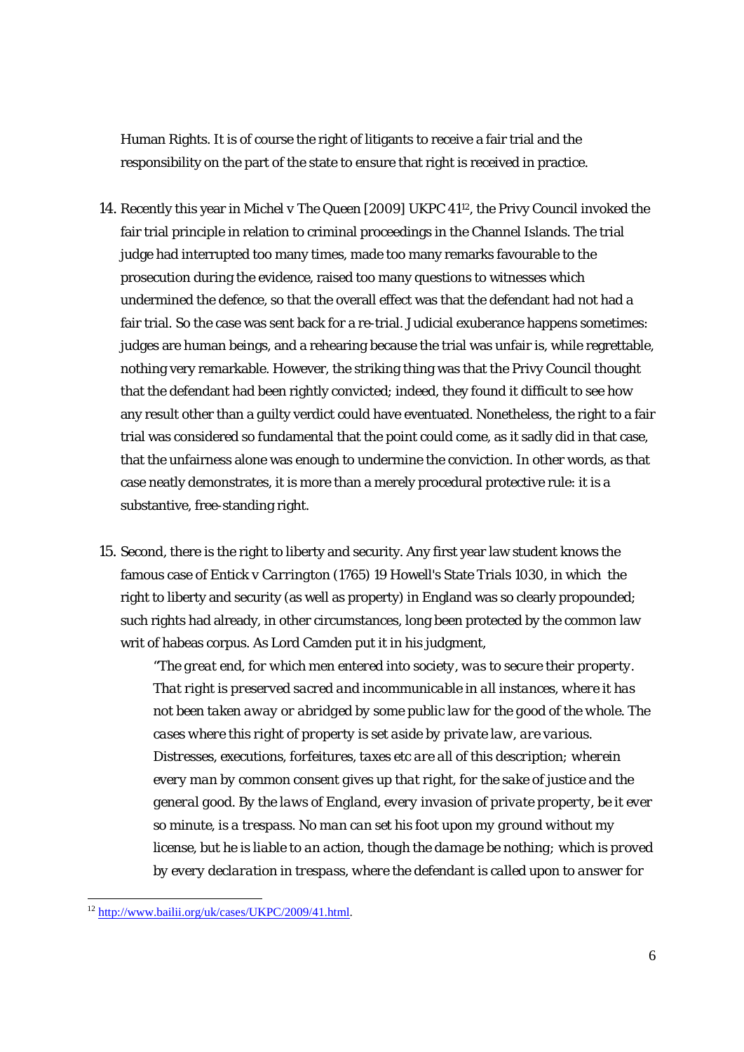Human Rights. It is of course the right of litigants to receive a fair trial and the responsibility on the part of the state to ensure that right is received in practice.

14. Recently this year in *Michel v The Queen* [2009] UKPC 41[12], the Privy Council invoked the fair trial principle in relation to criminal proceedings in the Channel Islands. The trial judge had interrupted too many times, made too many remarks favourable to the prosecution during the evidence, raised too many questions to witnesses which undermined the defence, so that the overall effect was that the defendant had not had a fair trial. So the case was sent back for a re-trial. Judicial exuberance happens sometimes: judges are human beings, and a rehearing because the trial was unfair is, while regrettable, nothing very remarkable. However, the striking thing was that the Privy Council thought that the defendant had been rightly convicted; indeed, they found it difficult to see how any result other than a guilty verdict could have eventuated. Nonetheless, the right to a fair trial was considered so fundamental that the point could come, as it sadly did in that case, that the unfairness alone was enough to undermine the conviction. In other words, as that case neatly demonstrates, it is more than a merely procedural protective rule: it is a substantive, free-standing right.

15. Second, there is the right to liberty and security. Any first year law student knows the famous case of *Entick v Carrington* (1765) 19 Howell's State Trials 1030, in which the right to liberty and security (as well as property) in England was so clearly propounded; such rights had already, in other circumstances, long been protected by the common law writ of habeas corpus. As Lord Camden put it in his judgment,

> *"The great end, for which men entered into society, was to secure their property. That right is preserved sacred and incommunicable in all instances, where it has not been taken away or abridged by some public law for the good of the whole. The cases where this right of property is set aside by private law, are various. Distresses, executions, forfeitures, taxes etc are all of this description; wherein every man by common consent gives up that right, for the sake of justice and the general good. By the laws of England, every invasion of private property, be it ever so minute, is a trespass. No man can set his foot upon my ground without my license, but he is liable to an action, though the damage be nothing; which is proved by every declaration in trespass, where the defendant is called upon to answer for*

[12] http://www.bailii.org/uk/cases/UKPC/2009/41.html.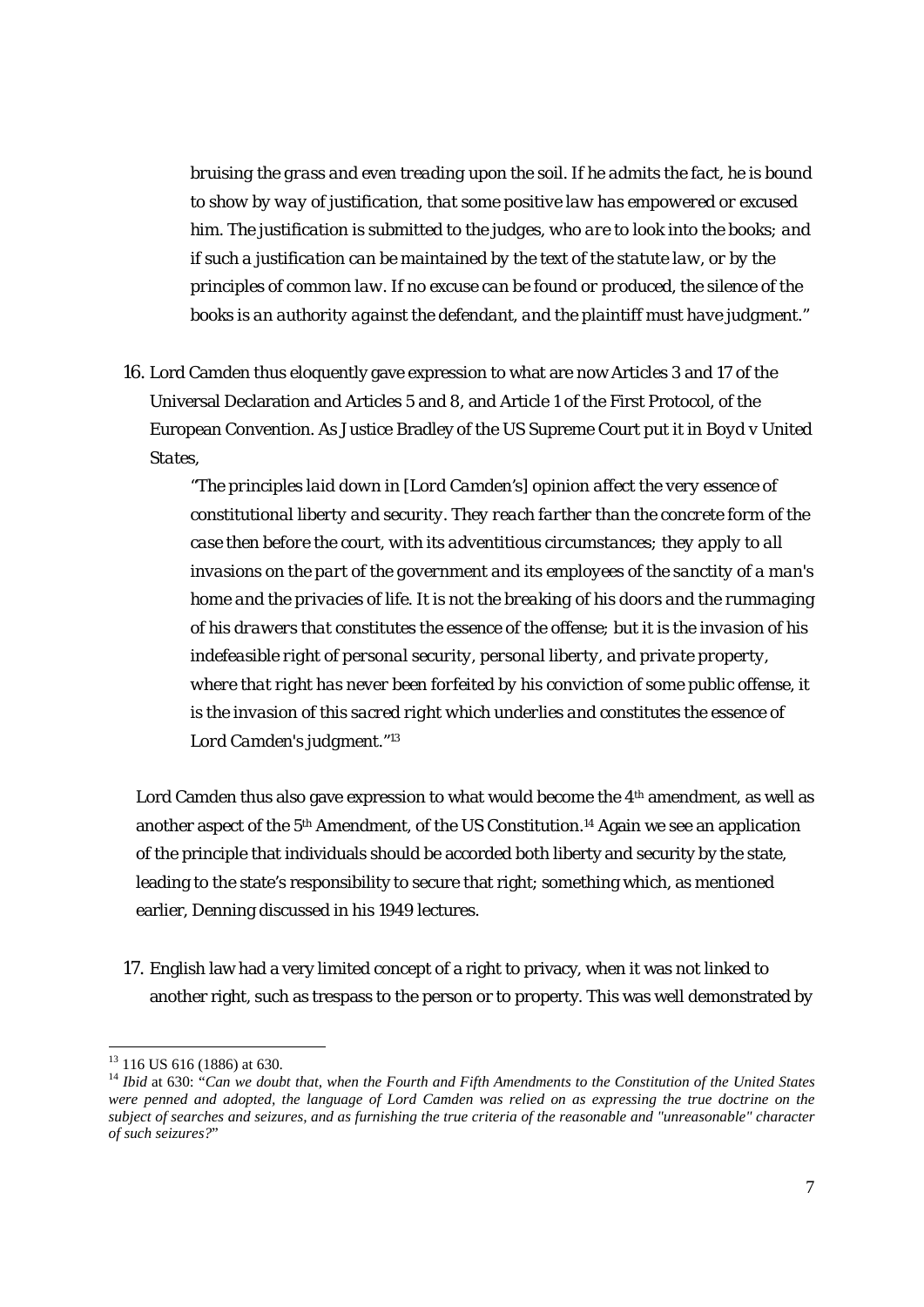*bruising the grass and even treading upon the soil. If he admits the fact, he is bound to show by way of justification, that some positive law has empowered or excused him. The justification is submitted to the judges, who are to look into the books; and if such a justification can be maintained by the text of the statute law, or by the principles of common law. If no excuse can be found or produced, the silence of the books is an authority against the defendant, and the plaintiff must have judgment."*

16. Lord Camden thus eloquently gave expression to what are now Articles 3 and 17 of the Universal Declaration and Articles 5 and 8, and Article 1 of the First Protocol, of the European Convention. As Justice Bradley of the US Supreme Court put it in *Boyd v United States*,

> *"The principles laid down in [Lord Camden's] opinion affect the very essence of constitutional liberty and security. They reach farther than the concrete form of the case then before the court, with its adventitious circumstances; they apply to all invasions on the part of the government and its employees of the sanctity of a man's home and the privacies of life. It is not the breaking of his doors and the rummaging of his drawers that constitutes the essence of the offense; but it is the invasion of his indefeasible right of personal security, personal liberty, and private property, where that right has never been forfeited by his conviction of some public offense, it is the invasion of this sacred right which underlies and constitutes the essence of Lord Camden's judgment."*[13]

Lord Camden thus also gave expression to what would become the 4th amendment, as well as another aspect of the 5th Amendment, of the US Constitution.[14] Again we see an application of the principle that individuals should be accorded both liberty and security by the state, leading to the state's responsibility to secure that right; something which, as mentioned earlier, Denning discussed in his 1949 lectures.

17. English law had a very limited concept of a right to privacy, when it was not linked to another right, such as trespass to the person or to property. This was well demonstrated by

---

[13] 116 US 616 (1886) at 630.

[14] *Ibid* at 630: "*Can we doubt that, when the Fourth and Fifth Amendments to the Constitution of the United States were penned and adopted, the language of Lord Camden was relied on as expressing the true doctrine on the subject of searches and seizures, and as furnishing the true criteria of the reasonable and "unreasonable" character of such seizures?*"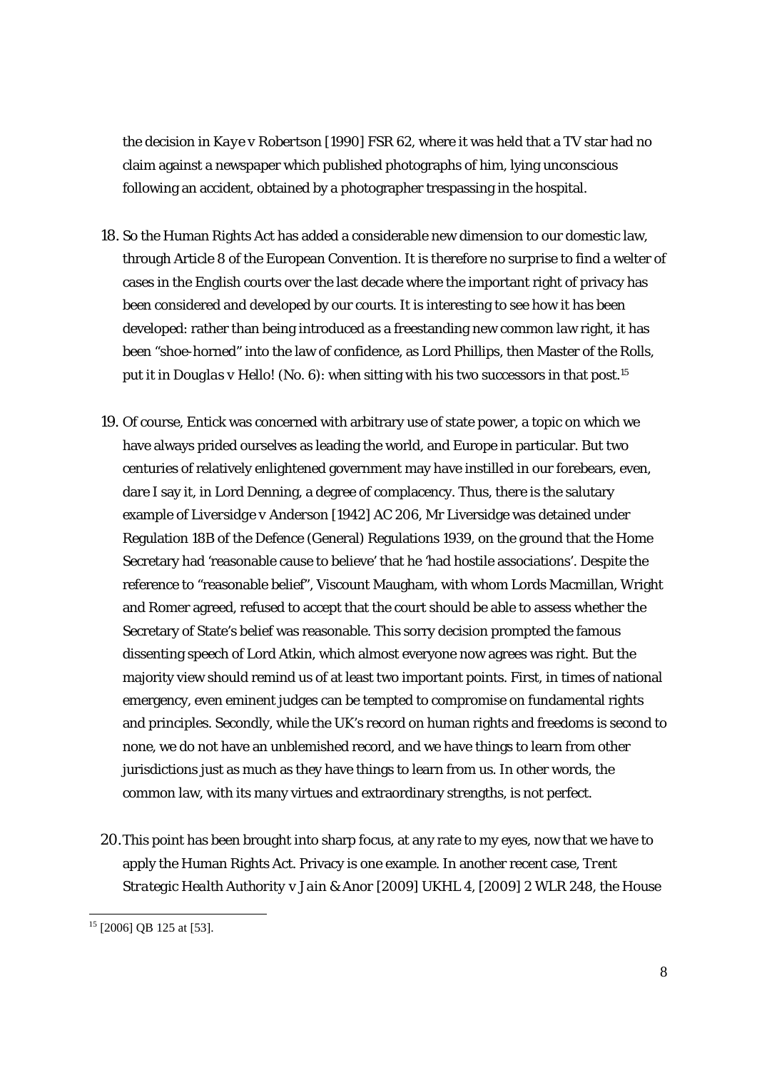the decision in *Kaye v Robertson* [1990] FSR 62, where it was held that a TV star had no claim against a newspaper which published photographs of him, lying unconscious following an accident, obtained by a photographer trespassing in the hospital.

18. So the Human Rights Act has added a considerable new dimension to our domestic law, through Article 8 of the European Convention. It is therefore no surprise to find a welter of cases in the English courts over the last decade where the important right of privacy has been considered and developed by our courts. It is interesting to see how it has been developed: rather than being introduced as a freestanding new common law right, it has been "shoe-horned" into the law of confidence, as Lord Phillips, then Master of the Rolls, put it in *Douglas v Hello! (No. 6)*: when sitting with his two successors in that post.[15]

19. Of course, Entick was concerned with arbitrary use of state power, a topic on which we have always prided ourselves as leading the world, and Europe in particular. But two centuries of relatively enlightened government may have instilled in our forebears, even, dare I say it, in Lord Denning, a degree of complacency. Thus, there is the salutary example of *Liversidge v Anderson* [1942] AC 206, Mr Liversidge was detained under Regulation 18B of the Defence (General) Regulations 1939, on the ground that the Home Secretary had 'reasonable cause to believe' that he 'had hostile associations'. Despite the reference to "reasonable belief", Viscount Maugham, with whom Lords Macmillan, Wright and Romer agreed, refused to accept that the court should be able to assess whether the Secretary of State's belief was reasonable. This sorry decision prompted the famous dissenting speech of Lord Atkin, which almost everyone now agrees was right. But the majority view should remind us of at least two important points. First, in times of national emergency, even eminent judges can be tempted to compromise on fundamental rights and principles. Secondly, while the UK's record on human rights and freedoms is second to none, we do not have an unblemished record, and we have things to learn from other jurisdictions just as much as they have things to learn from us. In other words, the common law, with its many virtues and extraordinary strengths, is not perfect.

20. This point has been brought into sharp focus, at any rate to my eyes, now that we have to apply the Human Rights Act. Privacy is one example. In another recent case, *Trent Strategic Health Authority v Jain & Anor* [2009] UKHL 4, [2009] 2 WLR 248, the House

---

[15] [2006] QB 125 at [53].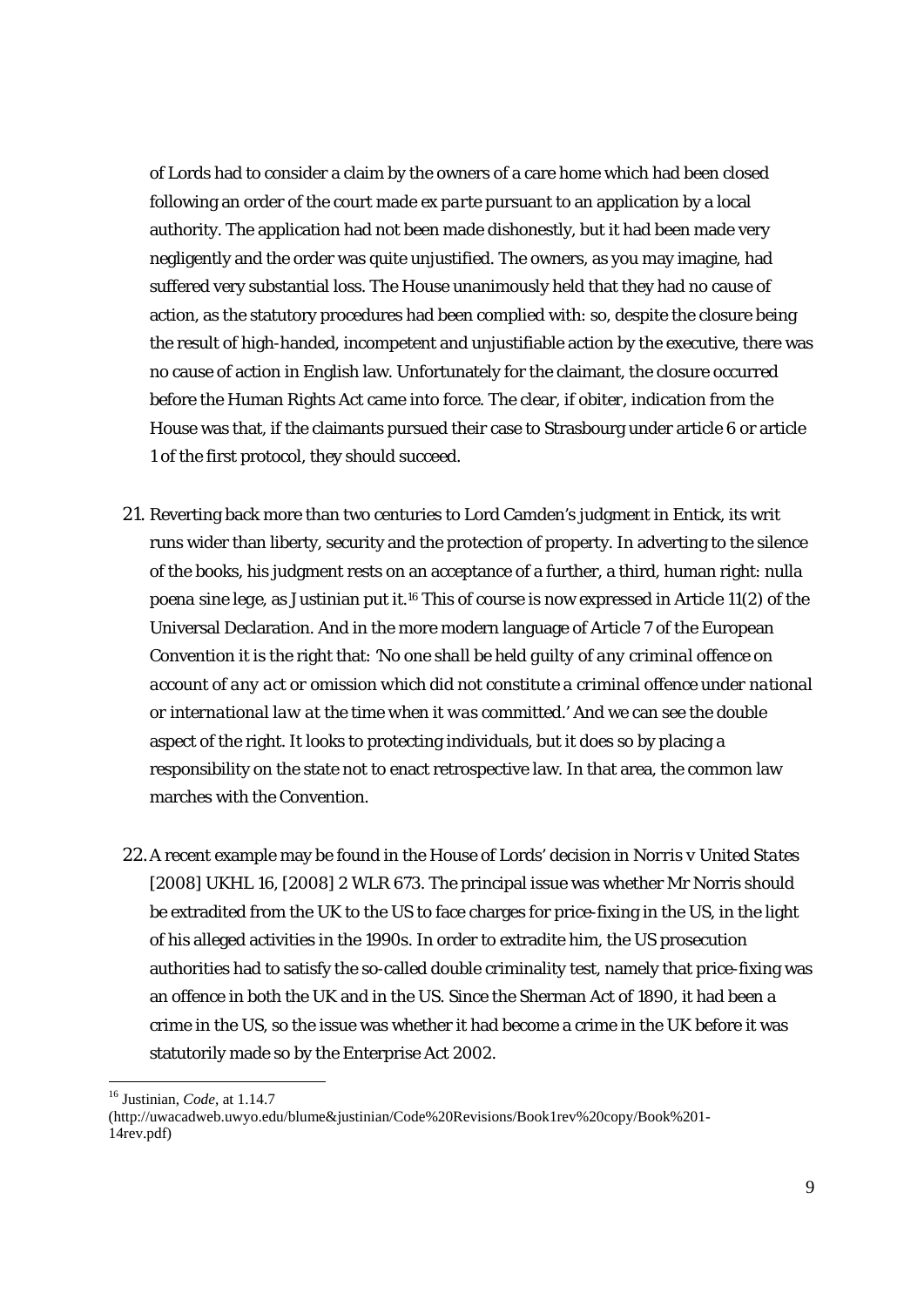of Lords had to consider a claim by the owners of a care home which had been closed following an order of the court made *ex parte* pursuant to an application by a local authority. The application had not been made dishonestly, but it had been made very negligently and the order was quite unjustified. The owners, as you may imagine, had suffered very substantial loss. The House unanimously held that they had no cause of action, as the statutory procedures had been complied with: so, despite the closure being the result of high-handed, incompetent and unjustifiable action by the executive, there was no cause of action in English law. Unfortunately for the claimant, the closure occurred before the Human Rights Act came into force. The clear, if obiter, indication from the House was that, if the claimants pursued their case to Strasbourg under article 6 or article 1 of the first protocol, they should succeed.

21. Reverting back more than two centuries to Lord Camden's judgment in Entick, its writ runs wider than liberty, security and the protection of property. In adverting to the silence of the books, his judgment rests on an acceptance of a further, a third, human right: nulla poena sine lege, as Justinian put it.[16] This of course is now expressed in Article 11(2) of the Universal Declaration. And in the more modern language of Article 7 of the European Convention it is the right that: '*No one shall be held guilty of any criminal offence on account of any act or omission which did not constitute a criminal offence under national or international law at the time when it was committed.*' And we can see the double aspect of the right. It looks to protecting individuals, but it does so by placing a responsibility on the state not to enact retrospective law. In that area, the common law marches with the Convention.

22. A recent example may be found in the House of Lords' decision in *Norris v United States* [2008] UKHL 16, [2008] 2 WLR 673. The principal issue was whether Mr Norris should be extradited from the UK to the US to face charges for price-fixing in the US, in the light of his alleged activities in the 1990s. In order to extradite him, the US prosecution authorities had to satisfy the so-called double criminality test, namely that price-fixing was an offence in both the UK and in the US. Since the Sherman Act of 1890, it had been a crime in the US, so the issue was whether it had become a crime in the UK before it was statutorily made so by the Enterprise Act 2002.

---

[16] Justinian, *Code*, at 1.14.7 (http://uwacadweb.uwyo.edu/blume&justinian/Code%20Revisions/Book1rev%20copy/Book%201-14rev.pdf)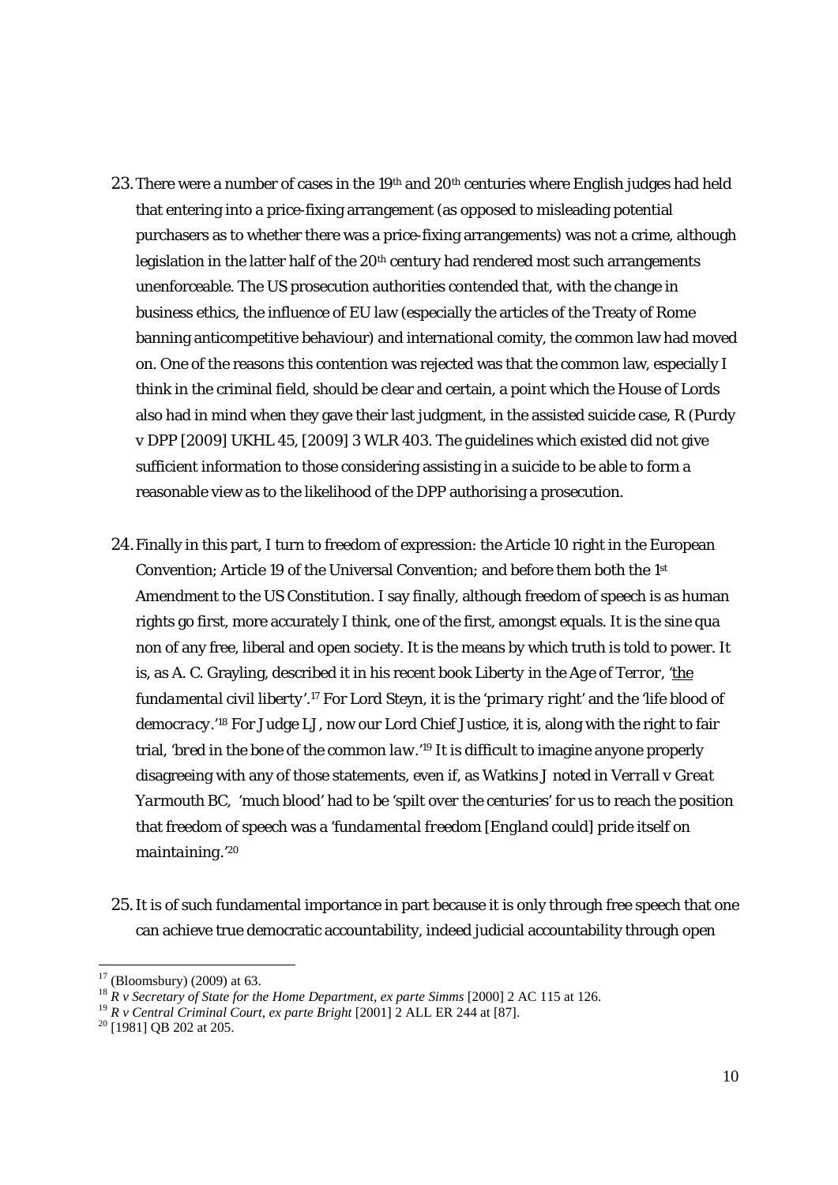23. There were a number of cases in the 19th and 20th centuries where English judges had held that entering into a price-fixing arrangement (as opposed to misleading potential purchasers as to whether there was a price-fixing arrangements) was not a crime, although legislation in the latter half of the 20th century had rendered most such arrangements unenforceable. The US prosecution authorities contended that, with the change in business ethics, the influence of EU law (especially the articles of the Treaty of Rome banning anticompetitive behaviour) and international comity, the common law had moved on. One of the reasons this contention was rejected was that the common law, especially I think in the criminal field, should be clear and certain, a point which the House of Lords also had in mind when they gave their last judgment, in the assisted suicide case, *R (Purdy v DPP* [2009] UKHL 45, [2009] 3 WLR 403. The guidelines which existed did not give sufficient information to those considering assisting in a suicide to be able to form a reasonable view as to the likelihood of the DPP authorising a prosecution.

24. Finally in this part, I turn to freedom of expression: the Article 10 right in the European Convention; Article 19 of the Universal Convention; and before them both the 1st Amendment to the US Constitution. I say finally, although freedom of speech is as human rights go first, more accurately I think, one of the first, amongst equals. It is the sine qua non of any free, liberal and open society. It is the means by which truth is told to power. It is, as A. C. Grayling, described it in his recent book *Liberty in the Age of Terror*, '*the fundamental civil liberty*'.[17] For Lord Steyn, it is the '*primary right*' and the '*life blood of democracy*.'[18] For Judge LJ, now our Lord Chief Justice, it is, along with the right to fair trial, '*bred in the bone of the common law*.'[19] It is difficult to imagine anyone properly disagreeing with any of those statements, even if, as Watkins J noted in *Verrall v Great Yarmouth BC*, 'much blood' had to be 'spilt over the centuries' for us to reach the position that freedom of speech was a '*fundamental freedom [England could] pride itself on maintaining*.'[20]

25. It is of such fundamental importance in part because it is only through free speech that one can achieve true democratic accountability, indeed judicial accountability through open

[17] (Bloomsbury) (2009) at 63.

[18] *R v Secretary of State for the Home Department, ex parte Simms* [2000] 2 AC 115 at 126.

[19] *R v Central Criminal Court, ex parte Bright* [2001] 2 ALL ER 244 at [87].

[20] [1981] QB 202 at 205.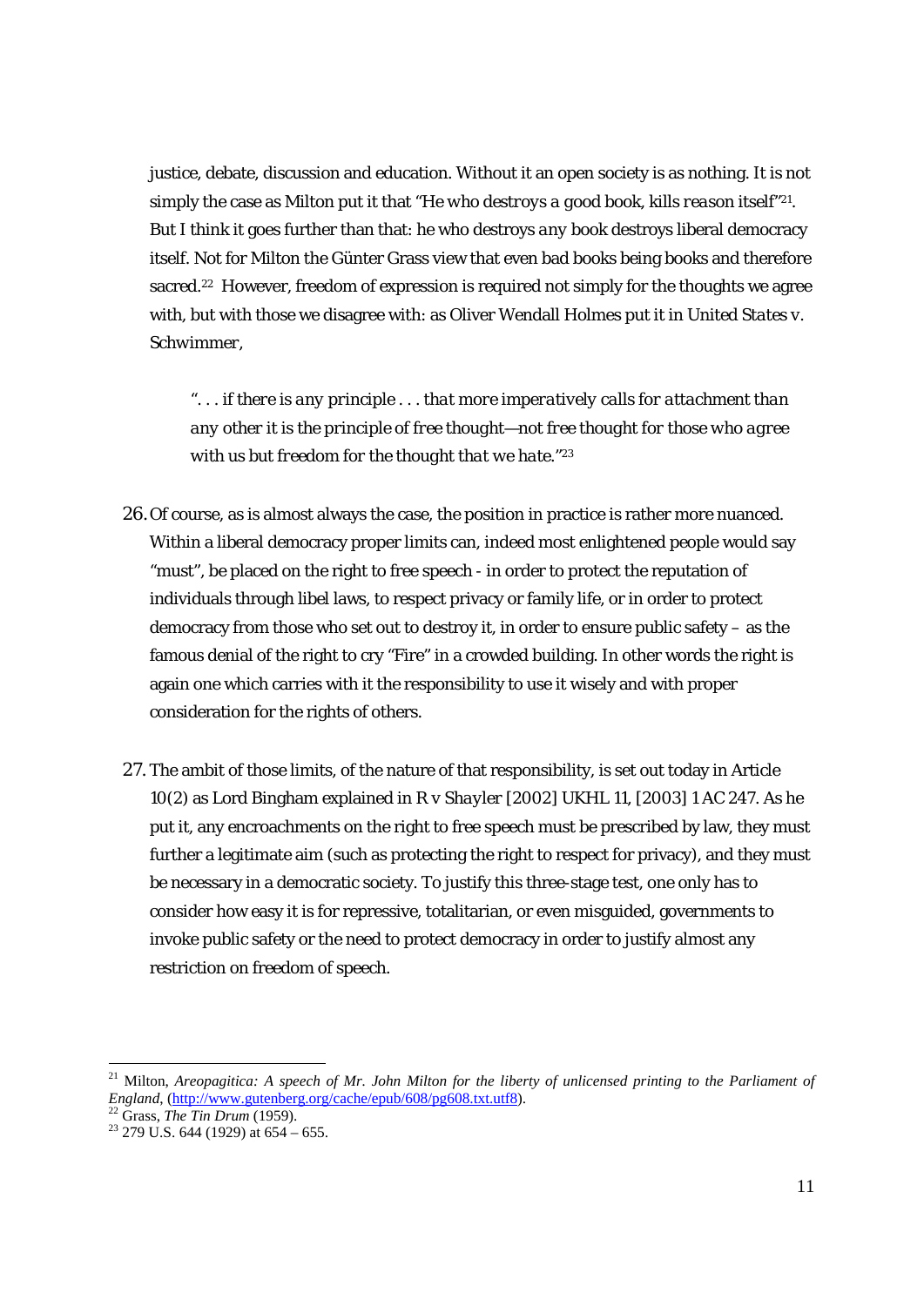justice, debate, discussion and education. Without it an open society is as nothing. It is not simply the case as Milton put it that "*He who destroys a good book, kills reason itself*"[21]. But I think it goes further than that: he who destroys *any* book destroys liberal democracy itself. Not for Milton the Günter Grass view that even bad books being books and therefore sacred.[22] However, freedom of expression is required not simply for the thoughts we agree with, but with those we disagree with: as Oliver Wendall Holmes put it in *United States v. Schwimmer*,

> "*. . . if there is any principle . . . that more imperatively calls for attachment than any other it is the principle of free thought—not free thought for those who agree with us but freedom for the thought that we hate.*"[23]

26. Of course, as is almost always the case, the position in practice is rather more nuanced. Within a liberal democracy proper limits can, indeed most enlightened people would say "must", be placed on the right to free speech - in order to protect the reputation of individuals through libel laws, to respect privacy or family life, or in order to protect democracy from those who set out to destroy it, in order to ensure public safety – as the famous denial of the right to cry "Fire" in a crowded building. In other words the right is again one which carries with it the responsibility to use it wisely and with proper consideration for the rights of others.

27. The ambit of those limits, of the nature of that responsibility, is set out today in Article 10(2) as Lord Bingham explained in *R v Shayler* [2002] UKHL 11, [2003] 1 AC 247. As he put it, any encroachments on the right to free speech must be prescribed by law, they must further a legitimate aim (such as protecting the right to respect for privacy), and they must be necessary in a democratic society. To justify this three-stage test, one only has to consider how easy it is for repressive, totalitarian, or even misguided, governments to invoke public safety or the need to protect democracy in order to justify almost any restriction on freedom of speech.

---

[21] Milton, *Areopagitica: A speech of Mr. John Milton for the liberty of unlicensed printing to the Parliament of England*, (http://www.gutenberg.org/cache/epub/608/pg608.txt.utf8).

[22] Grass, *The Tin Drum* (1959).

[23] 279 U.S. 644 (1929) at 654 – 655.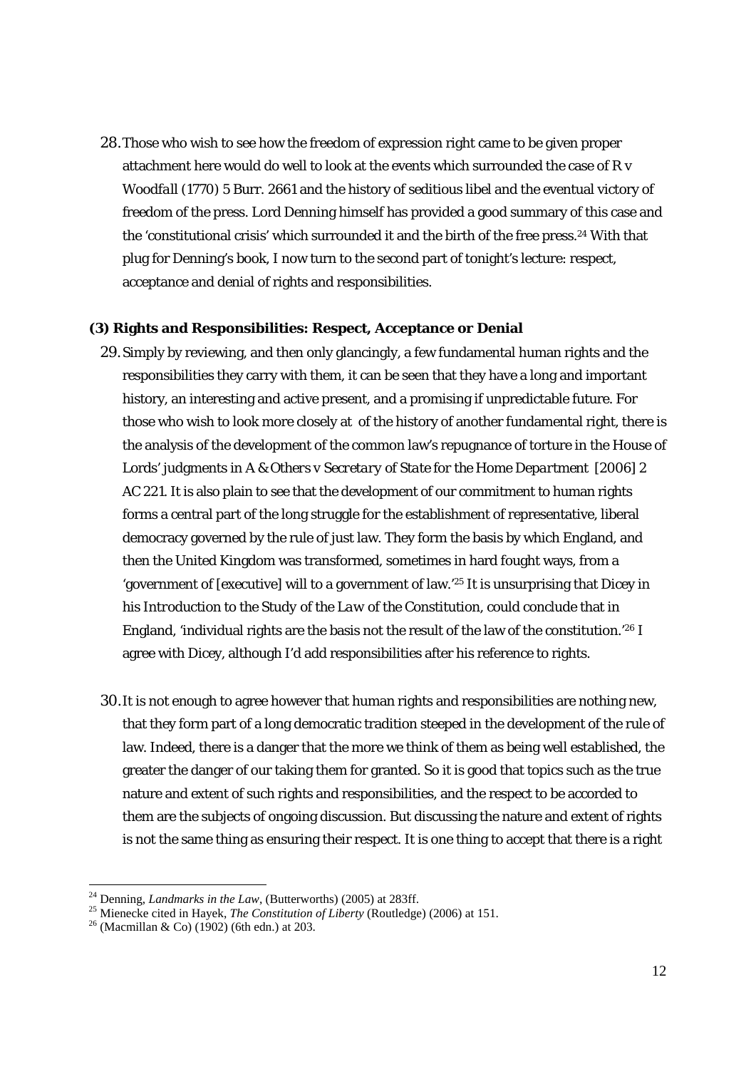28. Those who wish to see how the freedom of expression right came to be given proper attachment here would do well to look at the events which surrounded the case of *R v Woodfall* (1770) 5 Burr. 2661 and the history of seditious libel and the eventual victory of freedom of the press. Lord Denning himself has provided a good summary of this case and the 'constitutional crisis' which surrounded it and the birth of the free press.[24] With that plug for Denning's book, I now turn to the second part of tonight's lecture: respect, acceptance and denial of rights and responsibilities.

**(3) Rights and Responsibilities: Respect, Acceptance or Denial**

29. Simply by reviewing, and then only glancingly, a few fundamental human rights and the responsibilities they carry with them, it can be seen that they have a long and important history, an interesting and active present, and a promising if unpredictable future. For those who wish to look more closely at of the history of another fundamental right, there is the analysis of the development of the common law's repugnance of torture in the House of Lords' judgments in *A & Others v Secretary of State for the Home Department* [2006] 2 AC 221. It is also plain to see that the development of our commitment to human rights forms a central part of the long struggle for the establishment of representative, liberal democracy governed by the rule of just law. They form the basis by which England, and then the United Kingdom was transformed, sometimes in hard fought ways, from a 'government of [executive] will to a government of law.'[25] It is unsurprising that Dicey in his *Introduction to the Study of the Law of the Constitution*, could conclude that in England, 'individual rights are the basis not the result of the law of the constitution.'[26] I agree with Dicey, although I'd add responsibilities after his reference to rights.

30. It is not enough to agree however that human rights and responsibilities are nothing new, that they form part of a long democratic tradition steeped in the development of the rule of law. Indeed, there is a danger that the more we think of them as being well established, the greater the danger of our taking them for granted. So it is good that topics such as the true nature and extent of such rights and responsibilities, and the respect to be accorded to them are the subjects of ongoing discussion. But discussing the nature and extent of rights is not the same thing as ensuring their respect. It is one thing to accept that there is a right

---

[24] Denning, *Landmarks in the Law*, (Butterworths) (2005) at 283ff.

[25] Mienecke cited in Hayek, *The Constitution of Liberty* (Routledge) (2006) at 151.

[26] (Macmillan & Co) (1902) (6th edn.) at 203.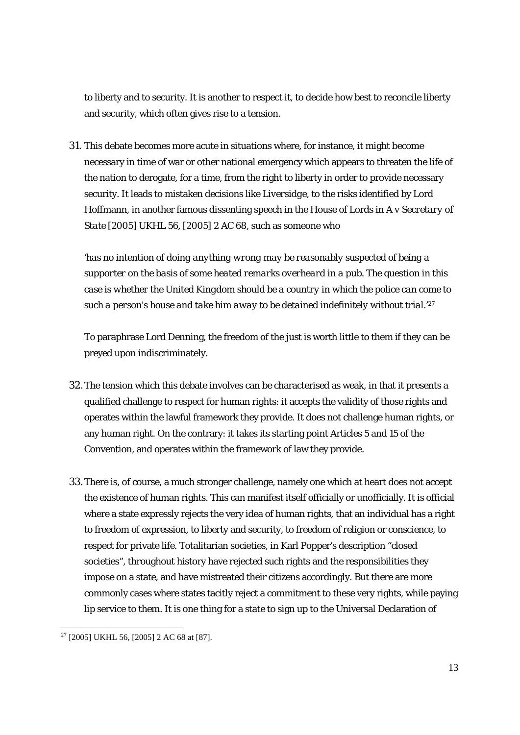to liberty and to security. It is another to respect it, to decide how best to reconcile liberty and security, which often gives rise to a tension.

31. This debate becomes more acute in situations where, for instance, it might become necessary in time of war or other national emergency which appears to threaten the life of the nation to derogate, for a time, from the right to liberty in order to provide necessary security. It leads to mistaken decisions like *Liversidge*, to the risks identified by Lord Hoffmann, in another famous dissenting speech in the House of Lords in *A v Secretary of State* [2005] UKHL 56, [2005] 2 AC 68, such as someone who

   *'has no intention of doing anything wrong may be reasonably suspected of being a supporter on the basis of some heated remarks overheard in a pub. The question in this case is whether the United Kingdom should be a country in which the police can come to such a person's house and take him away to be detained indefinitely without trial.'*[27]

   To paraphrase Lord Denning, the freedom of the just is worth little to them if they can be preyed upon indiscriminately.

32. The tension which this debate involves can be characterised as weak, in that it presents a qualified challenge to respect for human rights: it accepts the validity of those rights and operates within the lawful framework they provide. It does not challenge human rights, or any human right. On the contrary: it takes its starting point Articles 5 and 15 of the Convention, and operates within the framework of law they provide.

33. There is, of course, a much stronger challenge, namely one which at heart does not accept the existence of human rights. This can manifest itself officially or unofficially. It is official where a state expressly rejects the very idea of human rights, that an individual has a right to freedom of expression, to liberty and security, to freedom of religion or conscience, to respect for private life. Totalitarian societies, in Karl Popper's description "closed societies", throughout history have rejected such rights and the responsibilities they impose on a state, and have mistreated their citizens accordingly. But there are more commonly cases where states tacitly reject a commitment to these very rights, while paying lip service to them. It is one thing for a state to sign up to the Universal Declaration of

---

[27] [2005] UKHL 56, [2005] 2 AC 68 at [87].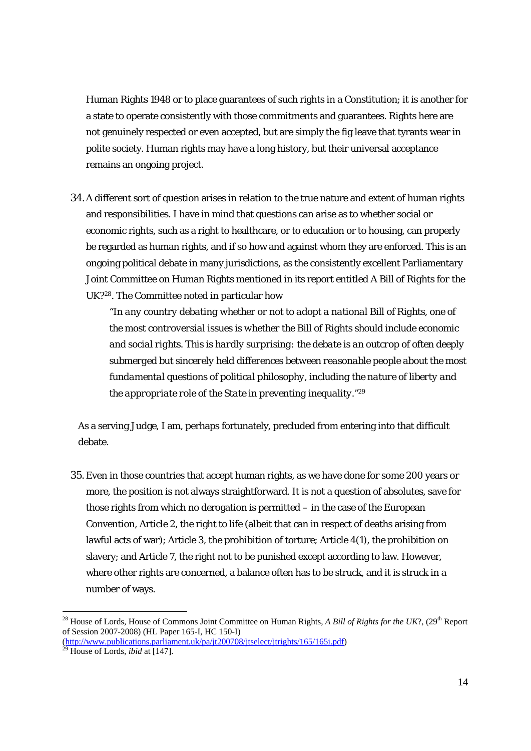Human Rights 1948 or to place guarantees of such rights in a Constitution; it is another for a state to operate consistently with those commitments and guarantees. Rights here are not genuinely respected or even accepted, but are simply the fig leave that tyrants wear in polite society. Human rights may have a long history, but their universal acceptance remains an ongoing project.

34. A different sort of question arises in relation to the true nature and extent of human rights and responsibilities. I have in mind that questions can arise as to whether social or economic rights, such as a right to healthcare, or to education or to housing, can properly be regarded as human rights, and if so how and against whom they are enforced. This is an ongoing political debate in many jurisdictions, as the consistently excellent Parliamentary Joint Committee on Human Rights mentioned in its report entitled A Bill of Rights for the UK?[28]. The Committee noted in particular how

> *"In any country debating whether or not to adopt a national Bill of Rights, one of the most controversial issues is whether the Bill of Rights should include economic and social rights. This is hardly surprising: the debate is an outcrop of often deeply submerged but sincerely held differences between reasonable people about the most fundamental questions of political philosophy, including the nature of liberty and the appropriate role of the State in preventing inequality."*[29]

As a serving Judge, I am, perhaps fortunately, precluded from entering into that difficult debate.

35. Even in those countries that accept human rights, as we have done for some 200 years or more, the position is not always straightforward. It is not a question of absolutes, save for those rights from which no derogation is permitted – in the case of the European Convention, Article 2, the right to life (albeit that can in respect of deaths arising from lawful acts of war); Article 3, the prohibition of torture; Article 4(1), the prohibition on slavery; and Article 7, the right not to be punished except according to law. However, where other rights are concerned, a balance often has to be struck, and it is struck in a number of ways.

---

[28] House of Lords, House of Commons Joint Committee on Human Rights, *A Bill of Rights for the UK*?, (29th Report of Session 2007-2008) (HL Paper 165-I, HC 150-I) (http://www.publications.parliament.uk/pa/jt200708/jtselect/jtrights/165/165i.pdf)

[29] House of Lords, *ibid* at [147].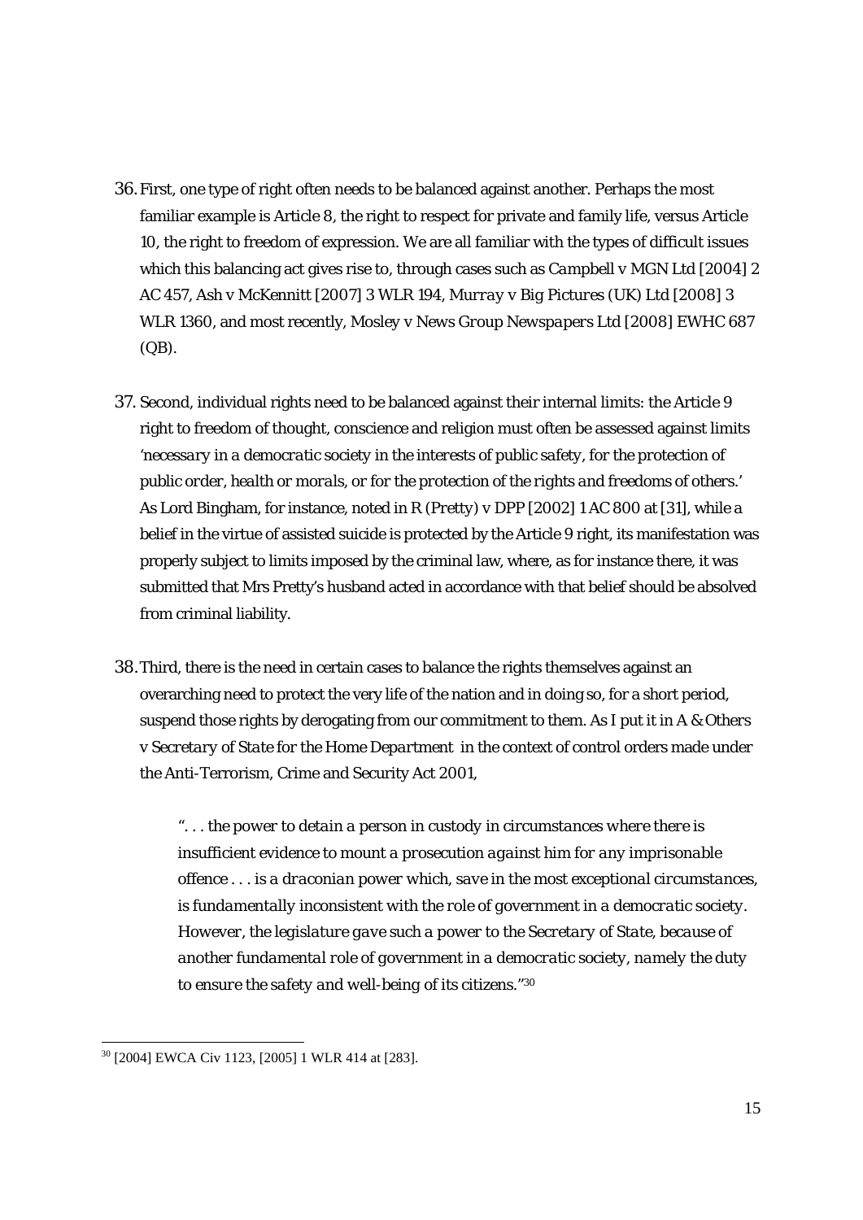36. First, one type of right often needs to be balanced against another. Perhaps the most familiar example is Article 8, the right to respect for private and family life, versus Article 10, the right to freedom of expression. We are all familiar with the types of difficult issues which this balancing act gives rise to, through cases such as *Campbell v MGN Ltd* [2004] 2 AC 457, *Ash v McKennitt* [2007] 3 WLR 194, *Murray v Big Pictures (UK) Ltd* [2008] 3 WLR 1360, and most recently, *Mosley v News Group Newspapers Ltd* [2008] EWHC 687 (QB).

37. Second, individual rights need to be balanced against their internal limits: the Article 9 right to freedom of thought, conscience and religion must often be assessed against limits *'necessary in a democratic society in the interests of public safety, for the protection of public order, health or morals, or for the protection of the rights and freedoms of others.'* As Lord Bingham, for instance, noted in *R (Pretty) v DPP* [2002] 1 AC 800 at [31], while a belief in the virtue of assisted suicide is protected by the Article 9 right, its manifestation was properly subject to limits imposed by the criminal law, where, as for instance there, it was submitted that Mrs Pretty's husband acted in accordance with that belief should be absolved from criminal liability.

38. Third, there is the need in certain cases to balance the rights themselves against an overarching need to protect the very life of the nation and in doing so, for a short period, suspend those rights by derogating from our commitment to them. As I put it in *A & Others v Secretary of State for the Home Department* in the context of control orders made under the Anti-Terrorism, Crime and Security Act 2001,

> *". . . the power to detain a person in custody in circumstances where there is insufficient evidence to mount a prosecution against him for any imprisonable offence . . . is a draconian power which, save in the most exceptional circumstances, is fundamentally inconsistent with the role of government in a democratic society. However, the legislature gave such a power to the Secretary of State, because of another fundamental role of government in a democratic society, namely the duty to ensure the safety and well-being of its citizens."*[30]

---

[30] [2004] EWCA Civ 1123, [2005] 1 WLR 414 at [283].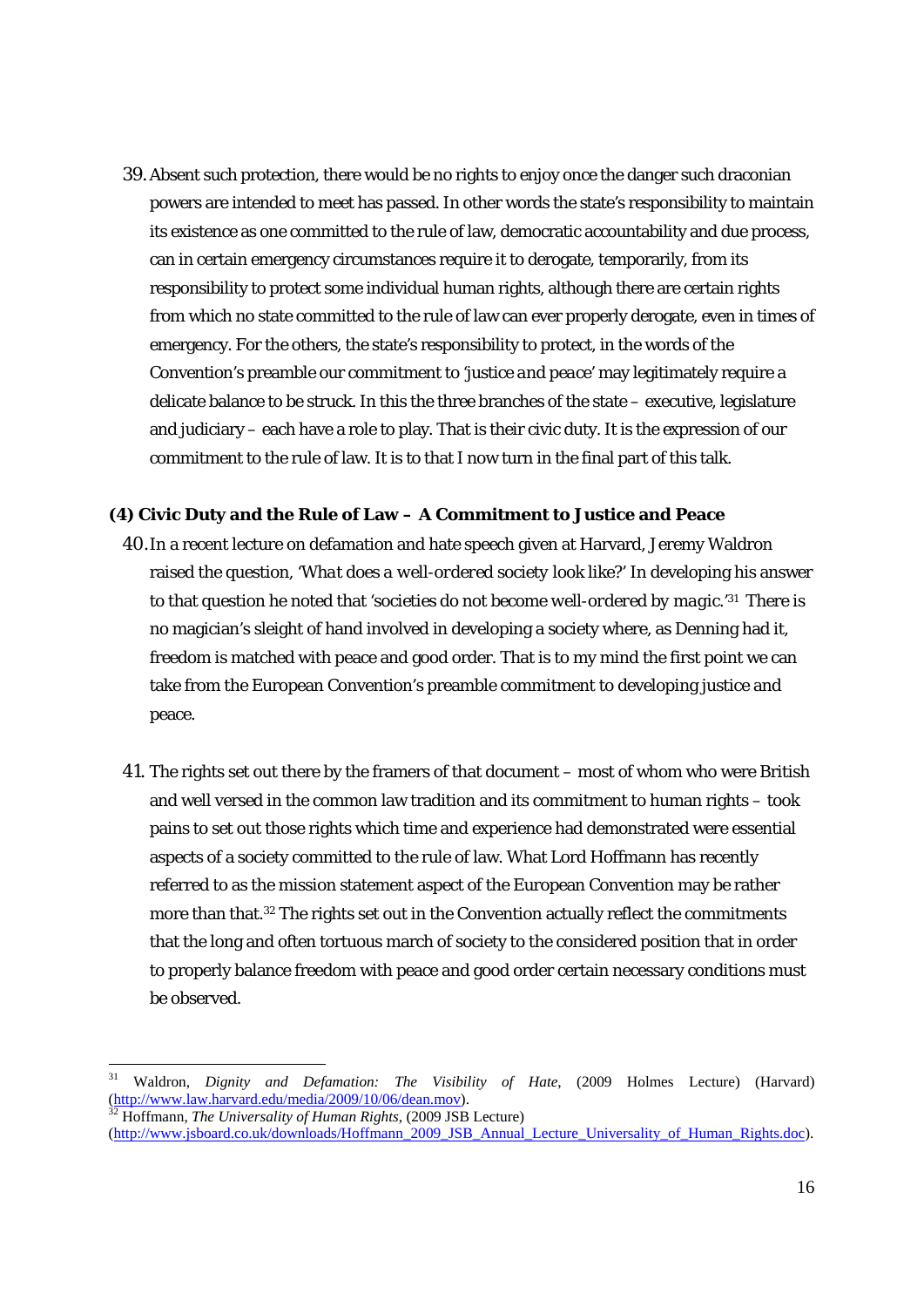39. Absent such protection, there would be no rights to enjoy once the danger such draconian powers are intended to meet has passed. In other words the state's responsibility to maintain its existence as one committed to the rule of law, democratic accountability and due process, can in certain emergency circumstances require it to derogate, temporarily, from its responsibility to protect some individual human rights, although there are certain rights from which no state committed to the rule of law can ever properly derogate, even in times of emergency. For the others, the state's responsibility to protect, in the words of the Convention's preamble our commitment to '*justice and peace*' may legitimately require a delicate balance to be struck. In this the three branches of the state – executive, legislature and judiciary – each have a role to play. That is their civic duty. It is the expression of our commitment to the rule of law. It is to that I now turn in the final part of this talk.

### (4) Civic Duty and the Rule of Law – A Commitment to Justice and Peace

40. In a recent lecture on defamation and hate speech given at Harvard, Jeremy Waldron raised the question, '*What does a well-ordered society look like?*' In developing his answer to that question he noted that 'societies do not become *well-ordered by magic*.'[31] There is no magician's sleight of hand involved in developing a society where, as Denning had it, freedom is matched with peace and good order. That is to my mind the first point we can take from the European Convention's preamble commitment to developing justice and peace.

41. The rights set out there by the framers of that document – most of whom who were British and well versed in the common law tradition and its commitment to human rights – took pains to set out those rights which time and experience had demonstrated were essential aspects of a society committed to the rule of law. What Lord Hoffmann has recently referred to as the mission statement aspect of the European Convention may be rather more than that.[32] The rights set out in the Convention actually reflect the commitments that the long and often tortuous march of society to the considered position that in order to properly balance freedom with peace and good order certain necessary conditions must be observed.

---

[31] Waldron, *Dignity and Defamation: The Visibility of Hate*, (2009 Holmes Lecture) (Harvard) (http://www.law.harvard.edu/media/2009/10/06/dean.mov).

[32] Hoffmann, *The Universality of Human Rights*, (2009 JSB Lecture) (http://www.jsboard.co.uk/downloads/Hoffmann_2009_JSB_Annual_Lecture_Universality_of_Human_Rights.doc).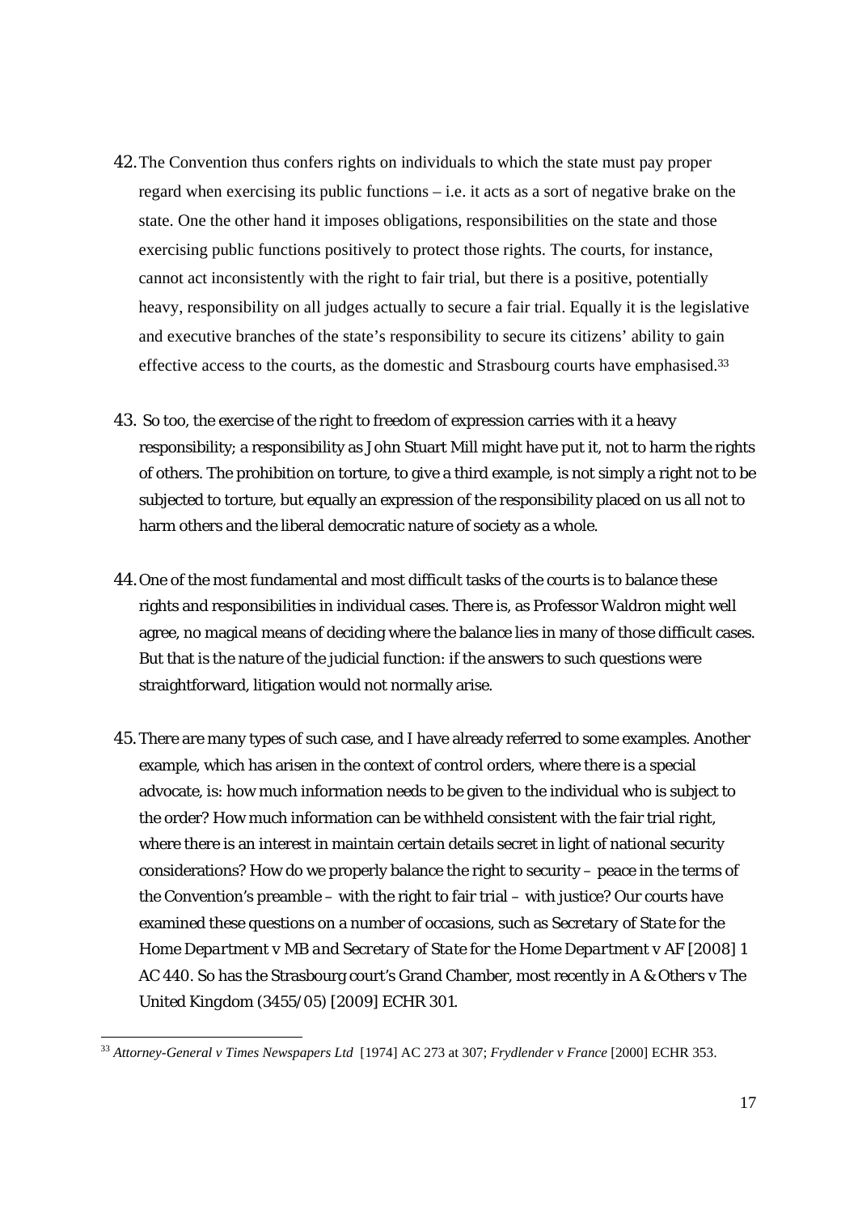42. The Convention thus confers rights on individuals to which the state must pay proper regard when exercising its public functions – i.e. it acts as a sort of negative brake on the state. One the other hand it imposes obligations, responsibilities on the state and those exercising public functions positively to protect those rights. The courts, for instance, cannot act inconsistently with the right to fair trial, but there is a positive, potentially heavy, responsibility on all judges actually to secure a fair trial. Equally it is the legislative and executive branches of the state's responsibility to secure its citizens' ability to gain effective access to the courts, as the domestic and Strasbourg courts have emphasised.[33]

43. So too, the exercise of the right to freedom of expression carries with it a heavy responsibility; a responsibility as John Stuart Mill might have put it, not to harm the rights of others. The prohibition on torture, to give a third example, is not simply a right not to be subjected to torture, but equally an expression of the responsibility placed on us all not to harm others and the liberal democratic nature of society as a whole.

44. One of the most fundamental and most difficult tasks of the courts is to balance these rights and responsibilities in individual cases. There is, as Professor Waldron might well agree, no magical means of deciding where the balance lies in many of those difficult cases. But that is the nature of the judicial function: if the answers to such questions were straightforward, litigation would not normally arise.

45. There are many types of such case, and I have already referred to some examples. Another example, which has arisen in the context of control orders, where there is a special advocate, is: how much information needs to be given to the individual who is subject to the order? How much information can be withheld consistent with the fair trial right, where there is an interest in maintain certain details secret in light of national security considerations? How do we properly balance the right to security – peace in the terms of the Convention's preamble – with the right to fair trial – with justice? Our courts have examined these questions on a number of occasions, such as *Secretary of State for the Home Department v MB and Secretary of State for the Home Department v AF* [2008] 1 AC 440. So has the Strasbourg court's Grand Chamber, most recently in *A & Others v The United Kingdom* (3455/05) [2009] ECHR 301.

---

[33] *Attorney-General v Times Newspapers Ltd* [1974] AC 273 at 307; *Frydlender v France* [2000] ECHR 353.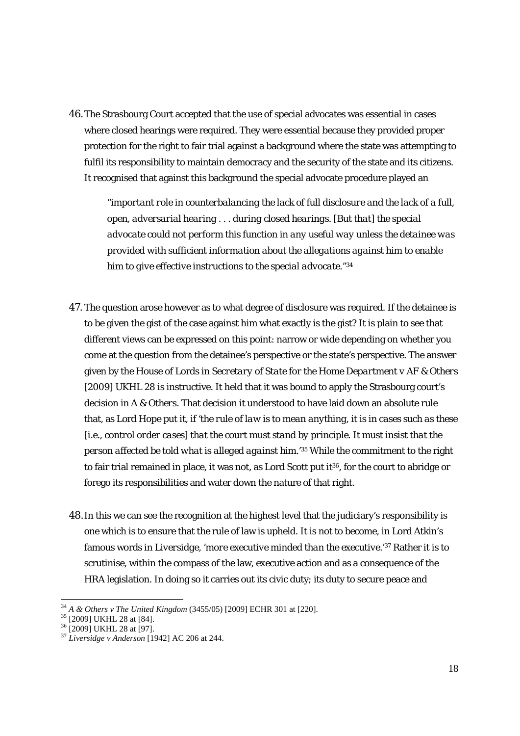46. The Strasbourg Court accepted that the use of special advocates was essential in cases where closed hearings were required. They were essential because they provided proper protection for the right to fair trial against a background where the state was attempting to fulfil its responsibility to maintain democracy and the security of the state and its citizens. It recognised that against this background the special advocate procedure played an

   *"important role in counterbalancing the lack of full disclosure and the lack of a full, open, adversarial hearing . . . during closed hearings. [But that] the special advocate could not perform this function in any useful way unless the detainee was provided with sufficient information about the allegations against him to enable him to give effective instructions to the special advocate."*[34]

47. The question arose however as to what degree of disclosure was required. If the detainee is to be given the gist of the case against him what exactly is the gist? It is plain to see that different views can be expressed on this point: narrow or wide depending on whether you come at the question from the detainee's perspective or the state's perspective. The answer given by the House of Lords in *Secretary of State for the Home Department v AF & Others* [2009] UKHL 28 is instructive. It held that it was bound to apply the Strasbourg court's decision in A & Others. That decision it understood to have laid down an absolute rule that, as Lord Hope put it, if *'the rule of law is to mean anything, it is in cases such as these [i.e., control order cases] that the court must stand by principle. It must insist that the person affected be told what is alleged against him.'*[35] While the commitment to the right to fair trial remained in place, it was not, as Lord Scott put it[36], for the court to abridge or forego its responsibilities and water down the nature of that right.

48. In this we can see the recognition at the highest level that the judiciary's responsibility is one which is to ensure that the rule of law is upheld. It is not to become, in Lord Atkin's famous words in *Liversidge*, *'more executive minded than the executive.'*[37] Rather it is to scrutinise, within the compass of the law, executive action and as a consequence of the HRA legislation. In doing so it carries out its civic duty; its duty to secure peace and

---

[34] *A & Others v The United Kingdom* (3455/05) [2009] ECHR 301 at [220].

[35] [2009] UKHL 28 at [84].

[36] [2009] UKHL 28 at [97].

[37] *Liversidge v Anderson* [1942] AC 206 at 244.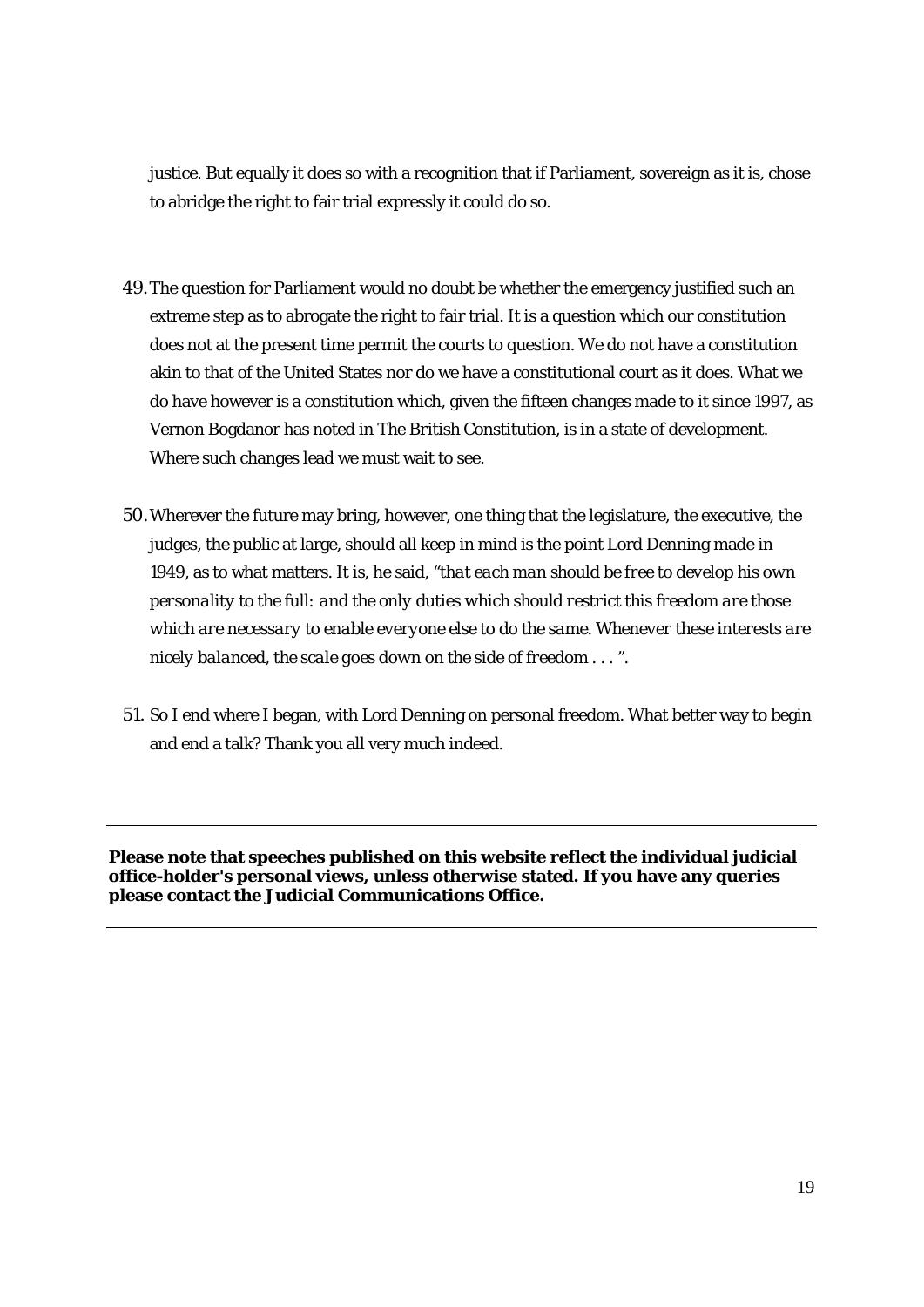justice. But equally it does so with a recognition that if Parliament, sovereign as it is, chose to abridge the right to fair trial expressly it could do so.

49. The question for Parliament would no doubt be whether the emergency justified such an extreme step as to abrogate the right to fair trial. It is a question which our constitution does not at the present time permit the courts to question. We do not have a constitution akin to that of the United States nor do we have a constitutional court as it does. What we do have however is a constitution which, given the fifteen changes made to it since 1997, as Vernon Bogdanor has noted in The British Constitution, is in a state of development. Where such changes lead we must wait to see.

50. Wherever the future may bring, however, one thing that the legislature, the executive, the judges, the public at large, should all keep in mind is the point Lord Denning made in 1949, as to what matters. It is, he said, *"that each man should be free to develop his own personality to the full: and the only duties which should restrict this freedom are those which are necessary to enable everyone else to do the same. Whenever these interests are nicely balanced, the scale goes down on the side of freedom . . . "*.

51. So I end where I began, with Lord Denning on personal freedom. What better way to begin and end a talk? Thank you all very much indeed.

---

**Please note that speeches published on this website reflect the individual judicial office-holder's personal views, unless otherwise stated. If you have any queries please contact the Judicial Communications Office.**

---